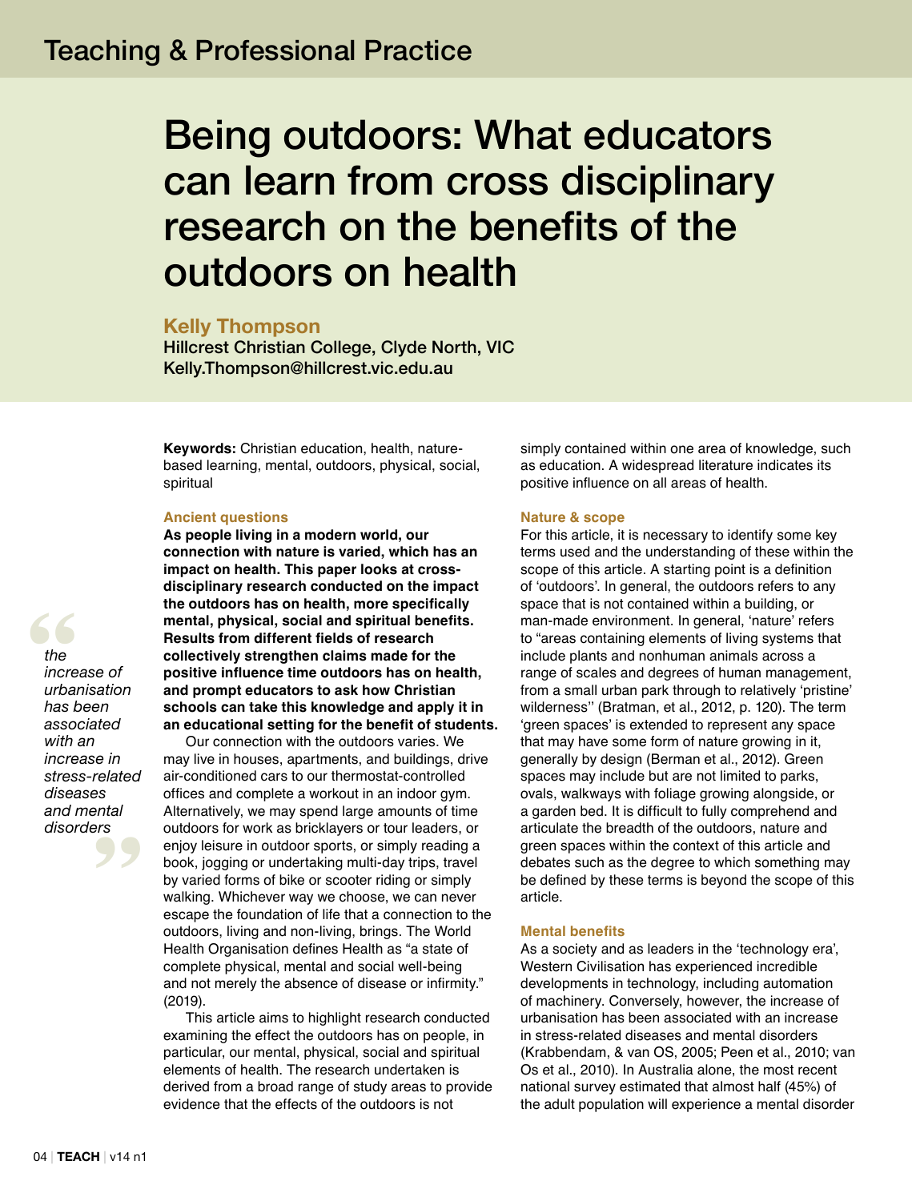Teaching & Professional Practice

# Being outdoors: What educators can learn from cross disciplinary research on the benefits of the outdoors on health

**Kelly Thompson**
Hillcrest Christian College, Clyde North, VIC
Kelly.Thompson@hillcrest.vic.edu.au

**Keywords:** Christian education, health, nature-based learning, mental, outdoors, physical, social, spiritual

## Ancient questions

**As people living in a modern world, our connection with nature is varied, which has an impact on health. This paper looks at cross-disciplinary research conducted on the impact the outdoors has on health, more specifically mental, physical, social and spiritual benefits. Results from different fields of research collectively strengthen claims made for the positive influence time outdoors has on health, and prompt educators to ask how Christian schools can take this knowledge and apply it in an educational setting for the benefit of students.**

Our connection with the outdoors varies. We may live in houses, apartments, and buildings, drive air-conditioned cars to our thermostat-controlled offices and complete a workout in an indoor gym. Alternatively, we may spend large amounts of time outdoors for work as bricklayers or tour leaders, or enjoy leisure in outdoor sports, or simply reading a book, jogging or undertaking multi-day trips, travel by varied forms of bike or scooter riding or simply walking. Whichever way we choose, we can never escape the foundation of life that a connection to the outdoors, living and non-living, brings. The World Health Organisation defines Health as "a state of complete physical, mental and social well-being and not merely the absence of disease or infirmity." (2019).

This article aims to highlight research conducted examining the effect the outdoors has on people, in particular, our mental, physical, social and spiritual elements of health. The research undertaken is derived from a broad range of study areas to provide evidence that the effects of the outdoors is not simply contained within one area of knowledge, such as education. A widespread literature indicates its positive influence on all areas of health.

## Nature & scope

For this article, it is necessary to identify some key terms used and the understanding of these within the scope of this article. A starting point is a definition of 'outdoors'. In general, the outdoors refers to any space that is not contained within a building, or man-made environment. In general, 'nature' refers to "areas containing elements of living systems that include plants and nonhuman animals across a range of scales and degrees of human management, from a small urban park through to relatively 'pristine' wilderness'' (Bratman, et al., 2012, p. 120). The term 'green spaces' is extended to represent any space that may have some form of nature growing in it, generally by design (Berman et al., 2012). Green spaces may include but are not limited to parks, ovals, walkways with foliage growing alongside, or a garden bed. It is difficult to fully comprehend and articulate the breadth of the outdoors, nature and green spaces within the context of this article and debates such as the degree to which something may be defined by these terms is beyond the scope of this article.

## Mental benefits

As a society and as leaders in the 'technology era', Western Civilisation has experienced incredible developments in technology, including automation of machinery. Conversely, however, the increase of urbanisation has been associated with an increase in stress-related diseases and mental disorders (Krabbendam, & van OS, 2005; Peen et al., 2010; van Os et al., 2010). In Australia alone, the most recent national survey estimated that almost half (45%) of the adult population will experience a mental disorder

> *the increase of urbanisation has been associated with an increase in stress-related diseases and mental disorders*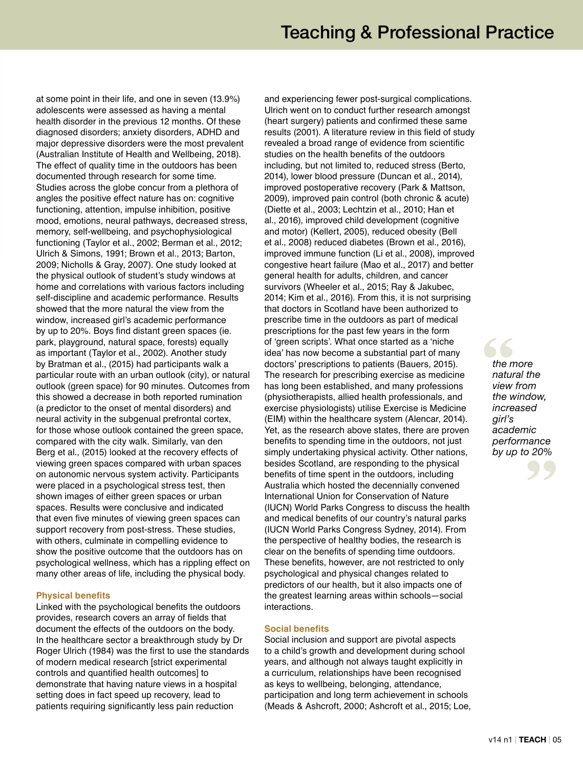at some point in their life, and one in seven (13.9%) adolescents were assessed as having a mental health disorder in the previous 12 months. Of these diagnosed disorders; anxiety disorders, ADHD and major depressive disorders were the most prevalent (Australian Institute of Health and Wellbeing, 2018). The effect of quality time in the outdoors has been documented through research for some time. Studies across the globe concur from a plethora of angles the positive effect nature has on: cognitive functioning, attention, impulse inhibition, positive mood, emotions, neural pathways, decreased stress, memory, self-wellbeing, and psychophysiological functioning (Taylor et al., 2002; Berman et al., 2012; Ulrich & Simons, 1991; Brown et al., 2013; Barton, 2009; Nicholls & Gray, 2007). One study looked at the physical outlook of student's study windows at home and correlations with various factors including self-discipline and academic performance. Results showed that the more natural the view from the window, increased girl's academic performance by up to 20%. Boys find distant green spaces (ie. park, playground, natural space, forests) equally as important (Taylor et al., 2002). Another study by Bratman et al., (2015) had participants walk a particular route with an urban outlook (city), or natural outlook (green space) for 90 minutes. Outcomes from this showed a decrease in both reported rumination (a predictor to the onset of mental disorders) and neural activity in the subgenual prefrontal cortex, for those whose outlook contained the green space, compared with the city walk. Similarly, van den Berg et al., (2015) looked at the recovery effects of viewing green spaces compared with urban spaces on autonomic nervous system activity. Participants were placed in a psychological stress test, then shown images of either green spaces or urban spaces. Results were conclusive and indicated that even five minutes of viewing green spaces can support recovery from post-stress. These studies, with others, culminate in compelling evidence to show the positive outcome that the outdoors has on psychological wellness, which has a rippling effect on many other areas of life, including the physical body.

### Physical benefits

Linked with the psychological benefits the outdoors provides, research covers an array of fields that document the effects of the outdoors on the body. In the healthcare sector a breakthrough study by Dr Roger Ulrich (1984) was the first to use the standards of modern medical research [strict experimental controls and quantified health outcomes] to demonstrate that having nature views in a hospital setting does in fact speed up recovery, lead to patients requiring significantly less pain reduction and experiencing fewer post-surgical complications. Ulrich went on to conduct further research amongst (heart surgery) patients and confirmed these same results (2001). A literature review in this field of study revealed a broad range of evidence from scientific studies on the health benefits of the outdoors including, but not limited to, reduced stress (Berto, 2014), lower blood pressure (Duncan et al., 2014), improved postoperative recovery (Park & Mattson, 2009), improved pain control (both chronic & acute) (Diette et al., 2003; Lechtzin et al., 2010; Han et al., 2016), improved child development (cognitive and motor) (Kellert, 2005), reduced obesity (Bell et al., 2008) reduced diabetes (Brown et al., 2016), improved immune function (Li et al., 2008), improved congestive heart failure (Mao et al., 2017) and better general health for adults, children, and cancer survivors (Wheeler et al., 2015; Ray & Jakubec, 2014; Kim et al., 2016). From this, it is not surprising that doctors in Scotland have been authorized to prescribe time in the outdoors as part of medical prescriptions for the past few years in the form of 'green scripts'. What once started as a 'niche idea' has now become a substantial part of many doctors' prescriptions to patients (Bauers, 2015). The research for prescribing exercise as medicine has long been established, and many professions (physiotherapists, allied health professionals, and exercise physiologists) utilise Exercise is Medicine (EIM) within the healthcare system (Alencar, 2014). Yet, as the research above states, there are proven benefits to spending time in the outdoors, not just simply undertaking physical activity. Other nations, besides Scotland, are responding to the physical benefits of time spent in the outdoors, including Australia which hosted the decennially convened International Union for Conservation of Nature (IUCN) World Parks Congress to discuss the health and medical benefits of our country's natural parks (IUCN World Parks Congress Sydney, 2014). From the perspective of healthy bodies, the research is clear on the benefits of spending time outdoors. These benefits, however, are not restricted to only psychological and physical changes related to predictors of our health, but it also impacts one of the greatest learning areas within schools—social interactions.

> *the more natural the view from the window, increased girl's academic performance by up to 20%*

### Social benefits

Social inclusion and support are pivotal aspects to a child's growth and development during school years, and although not always taught explicitly in a curriculum, relationships have been recognised as keys to wellbeing, belonging, attendance, participation and long term achievement in schools (Meads & Ashcroft, 2000; Ashcroft et al., 2015; Loe,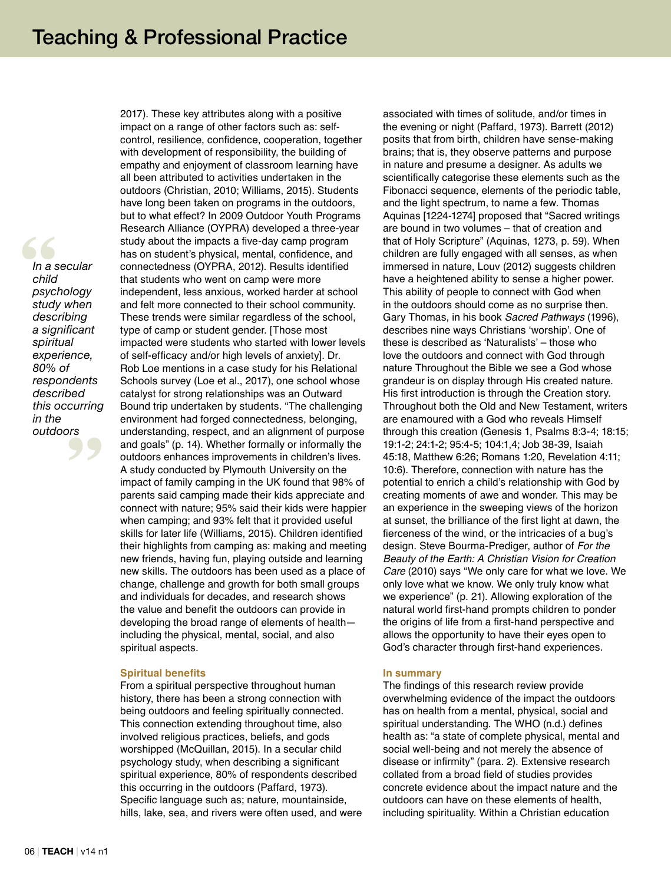2017). These key attributes along with a positive impact on a range of other factors such as: self-control, resilience, confidence, cooperation, together with development of responsibility, the building of empathy and enjoyment of classroom learning have all been attributed to activities undertaken in the outdoors (Christian, 2010; Williams, 2015). Students have long been taken on programs in the outdoors, but to what effect? In 2009 Outdoor Youth Programs Research Alliance (OYPRA) developed a three-year study about the impacts a five-day camp program has on student's physical, mental, confidence, and connectedness (OYPRA, 2012). Results identified that students who went on camp were more independent, less anxious, worked harder at school and felt more connected to their school community. These trends were similar regardless of the school, type of camp or student gender. [Those most impacted were students who started with lower levels of self-efficacy and/or high levels of anxiety]. Dr. Rob Loe mentions in a case study for his Relational Schools survey (Loe et al., 2017), one school whose catalyst for strong relationships was an Outward Bound trip undertaken by students. "The challenging environment had forged connectedness, belonging, understanding, respect, and an alignment of purpose and goals" (p. 14). Whether formally or informally the outdoors enhances improvements in children's lives. A study conducted by Plymouth University on the impact of family camping in the UK found that 98% of parents said camping made their kids appreciate and connect with nature; 95% said their kids were happier when camping; and 93% felt that it provided useful skills for later life (Williams, 2015). Children identified their highlights from camping as: making and meeting new friends, having fun, playing outside and learning new skills. The outdoors has been used as a place of change, challenge and growth for both small groups and individuals for decades, and research shows the value and benefit the outdoors can provide in developing the broad range of elements of health—including the physical, mental, social, and also spiritual aspects.

> *In a secular child psychology study when describing a significant spiritual experience, 80% of respondents described this occurring in the outdoors*

### Spiritual benefits

From a spiritual perspective throughout human history, there has been a strong connection with being outdoors and feeling spiritually connected. This connection extending throughout time, also involved religious practices, beliefs, and gods worshipped (McQuillan, 2015). In a secular child psychology study, when describing a significant spiritual experience, 80% of respondents described this occurring in the outdoors (Paffard, 1973). Specific language such as; nature, mountainside, hills, lake, sea, and rivers were often used, and were associated with times of solitude, and/or times in the evening or night (Paffard, 1973). Barrett (2012) posits that from birth, children have sense-making brains; that is, they observe patterns and purpose in nature and presume a designer. As adults we scientifically categorise these elements such as the Fibonacci sequence, elements of the periodic table, and the light spectrum, to name a few. Thomas Aquinas [1224-1274] proposed that "Sacred writings are bound in two volumes – that of creation and that of Holy Scripture" (Aquinas, 1273, p. 59). When children are fully engaged with all senses, as when immersed in nature, Louv (2012) suggests children have a heightened ability to sense a higher power. This ability of people to connect with God when in the outdoors should come as no surprise then. Gary Thomas, in his book *Sacred Pathways* (1996), describes nine ways Christians 'worship'. One of these is described as 'Naturalists' – those who love the outdoors and connect with God through nature Throughout the Bible we see a God whose grandeur is on display through His created nature. His first introduction is through the Creation story. Throughout both the Old and New Testament, writers are enamoured with a God who reveals Himself through this creation (Genesis 1, Psalms 8:3-4; 18:15; 19:1-2; 24:1-2; 95:4-5; 104:1,4; Job 38-39, Isaiah 45:18, Matthew 6:26; Romans 1:20, Revelation 4:11; 10:6). Therefore, connection with nature has the potential to enrich a child's relationship with God by creating moments of awe and wonder. This may be an experience in the sweeping views of the horizon at sunset, the brilliance of the first light at dawn, the fierceness of the wind, or the intricacies of a bug's design. Steve Bourma-Prediger, author of *For the Beauty of the Earth: A Christian Vision for Creation Care* (2010) says "We only care for what we love. We only love what we know. We only truly know what we experience" (p. 21). Allowing exploration of the natural world first-hand prompts children to ponder the origins of life from a first-hand perspective and allows the opportunity to have their eyes open to God's character through first-hand experiences.

### In summary

The findings of this research review provide overwhelming evidence of the impact the outdoors has on health from a mental, physical, social and spiritual understanding. The WHO (n.d.) defines health as: "a state of complete physical, mental and social well-being and not merely the absence of disease or infirmity" (para. 2). Extensive research collated from a broad field of studies provides concrete evidence about the impact nature and the outdoors can have on these elements of health, including spirituality. Within a Christian education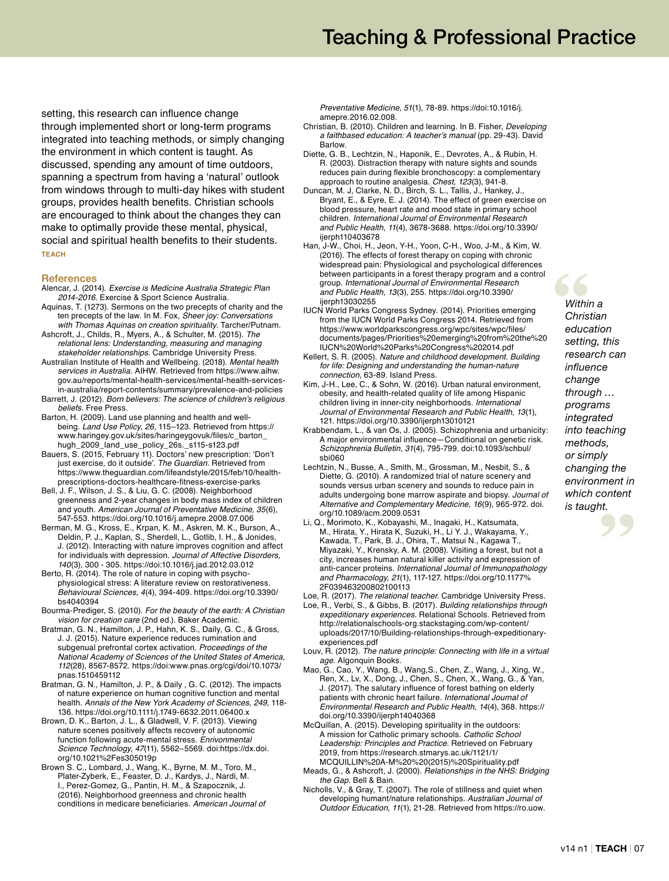setting, this research can influence change through implemented short or long-term programs integrated into teaching methods, or simply changing the environment in which content is taught. As discussed, spending any amount of time outdoors, spanning a spectrum from having a 'natural' outlook from windows through to multi-day hikes with student groups, provides health benefits. Christian schools are encouraged to think about the changes they can make to optimally provide these mental, physical, social and spiritual health benefits to their students. **TEACH**

> *Within a Christian education setting, this research can influence change through … programs integrated into teaching methods, or simply changing the environment in which content is taught.*

## References

Alencar, J. (2014). *Exercise is Medicine Australia Strategic Plan 2014-2016*. Exercise & Sport Science Australia.

Aquinas, T. (1273). Sermons on the two precepts of charity and the ten precepts of the law. In M. Fox, *Sheer joy: Conversations with Thomas Aquinas on creation spirituality*. Tarcher/Putnam.

Ashcroft, J., Childs, R., Myers, A., & Schulter, M. (2015). *The relational lens: Understanding, measuring and managing stakeholder relationships*. Cambridge University Press.

Australian Institute of Health and Wellbeing. (2018). *Mental health services in Australia*. AIHW. Retrieved from https://www.aihw.gov.au/reports/mental-health-services/mental-health-services-in-australia/report-contents/summary/prevalence-and-policies

Barrett, J. (2012). *Born believers: The science of children's religious beliefs*. Free Press.

Barton, H. (2009). Land use planning and health and well-being. *Land Use Policy, 26*, 115–123. Retrieved from https://www.haringey.gov.uk/sites/haringeygovuk/files/c_barton_hugh_2009_land_use_policy_26s._s115-s123.pdf

Bauers, S. (2015, February 11). Doctors' new prescription: 'Don't just exercise, do it outside'. *The Guardian*. Retrieved from https://www.theguardian.com/lifeandstyle/2015/feb/10/health-prescriptions-doctors-healthcare-fitness-exercise-parks

Bell, J. F., Wilson, J. S., & Liu, G. C. (2008). Neighborhood greenness and 2-year changes in body mass index of children and youth. *American Journal of Preventative Medicine, 35*(6), 547-553. https://doi.org/10.1016/j.amepre.2008.07.006

Berman, M. G., Kross, E., Krpan, K. M., Askren, M. K., Burson, A., Deldin, P. J., Kaplan, S., Sherdell, L., Gotlib, I. H., & Jonides, J. (2012). Interacting with nature improves cognition and affect for individuals with depression. *Journal of Affective Disorders, 140*(3), 300 - 305. https://doi:10.1016/j.jad.2012.03.012

Berto, R. (2014). The role of nature in coping with psycho-physiological stress: A literature review on restorativeness. *Behavioural Sciences, 4*(4), 394-409. https://doi.org/10.3390/bs4040394

Bourma-Prediger, S. (2010). *For the beauty of the earth: A Christian vision for creation care* (2nd ed.). Baker Academic.

Bratman, G. N., Hamilton, J. P., Hahn, K. S., Daily, G. C., & Gross, J. J. (2015). Nature experience reduces rumination and subgenual prefrontal cortex activation. *Proceedings of the National Academy of Sciences of the United States of America, 112*(28), 8567-8572. https://doi:www.pnas.org/cgi/doi/10.1073/pnas.1510459112

Bratman, G. N., Hamilton, J. P., & Daily , G. C. (2012). The impacts of nature experience on human cognitive function and mental health. *Annals of the New York Academy of Sciences, 249*, 118-136. https://doi.org/10.1111/j.1749-6632.2011.06400.x

Brown, D. K., Barton, J. L., & Gladwell, V. F. (2013). Viewing nature scenes positively affects recovery of autonomic function following acute-mental stress. *Enrivonmental Science Technology, 47*(11), 5562–5569. doi:https://dx.doi.org/10.1021%2Fes305019p

Brown S. C., Lombard, J., Wang, K., Byrne, M. M., Toro, M., Plater-Zyberk, E., Feaster, D. J., Kardys, J., Nardi, M. I., Perez-Gomez, G., Pantin, H. M., & Szapocznik, J. (2016). Neighborhood greenness and chronic health conditions in medicare beneficiaries. *American Journal of Preventative Medicine, 51*(1), 78-89. https://doi:10.1016/j.amepre.2016.02.008.

Christian, B. (2010). Children and learning. In B. Fisher, *Developing a faithbased education: A teacher's manual* (pp. 29-43). David Barlow.

Diette, G. B., Lechtzin, N., Haponik, E., Devrotes, A., & Rubin, H. R. (2003). Distraction therapy with nature sights and sounds reduces pain during flexible bronchoscopy: a complementary approach to routine analgesia. *Chest, 123*(3), 941-8.

Duncan, M. J., Clarke, N. D., Birch, S. L., Tallis, J., Hankey, J., Bryant, E., & Eyre, E. J. (2014). The effect of green exercise on blood pressure, heart rate and mood state in primary school children. *International Journal of Environmental Research and Public Health, 11*(4), 3678-3688. https://doi.org/10.3390/ijerph110403678

Han, J-W., Choi, H., Jeon, Y-H., Yoon, C-H., Woo, J-M., & Kim, W. (2016). The effects of forest therapy on coping with chronic widespread pain: Physiological and psychological differences between participants in a forest therapy program and a control group. *International Journal of Environmental Research and Public Health, 13*(3), 255. https://doi.org/10.3390/ijerph13030255

IUCN World Parks Congress Sydney. (2014). Priorities emerging from the IUCN World Parks Congress 2014. Retrieved from https://www.worldparkscongress.org/wpc/sites/wpc/files/documents/pages/Priorities%20emerging%20from%20the%20IUCN%20World%20Parks%20Congress%202014.pdf

Kellert, S. R. (2005). *Nature and childhood development. Building for life: Designing and understanding the human-nature connection*, 63-89. Island Press.

Kim, J-H., Lee, C., & Sohn, W. (2016). Urban natural environment, obesity, and health-related quality of life among Hispanic children living in inner-city neighborhoods. *International Journal of Environmental Research and Public Health, 13*(1), 121. https://doi.org/10.3390/ijerph13010121

Krabbendam, L., & van Os, J. (2005). Schizophrenia and urbanicity: A major environmental influence—Conditional on genetic risk. *Schizophrenia Bulletin, 31*(4), 795-799. doi:10.1093/schbul/sbi060

Lechtzin, N., Busse, A., Smith, M., Grossman, M., Nesbit, S., & Diette, G. (2010). A randomized trial of nature scenery and sounds versus urban scenery and sounds to reduce pain in adults undergoing bone marrow aspirate and biopsy. *Journal of Alternative and Complementary Medicine, 16*(9), 965-972. doi.org/10.1089/acm.2009.0531

Li, Q., Morimoto, K., Kobayashi, M., Inagaki, H., Katsumata, M., Hirata, Y., Hirata K, Suzuki, H., Li Y. J., Wakayama, Y., Kawada, T., Park, B. J., Ohira, T., Matsui N., Kagawa T., Miyazaki, Y., Krensky, A. M. (2008). Visiting a forest, but not a city, increases human natural killer activity and expression of anti-cancer proteins. *International Journal of Immunopathology and Pharmacology, 21*(1), 117-127. https://doi.org/10.1177%2F039463200802100113

Loe, R. (2017). *The relational teacher*. Cambridge University Press.

Loe, R., Verbi, S., & Gibbs, R. (2017). *Building relationships through expeditionary experiences*. Relational Schools. Retrieved from http://relationalschools-org.stackstaging.com/wp-content/uploads/2017/10/Building-relationships-through-expeditionary-experiences.pdf

Louv, R. (2012). *The nature principle: Connecting with life in a virtual age*. Algonquin Books.

Mao, G., Cao, Y., Wang, B., Wang,S., Chen, Z., Wang, J., Xing, W., Ren, X., Lv, X., Dong, J., Chen, S., Chen, X., Wang, G., & Yan, J. (2017). The salutary influence of forest bathing on elderly patients with chronic heart failure. *International Journal of Environmental Research and Public Health, 14*(4), 368. https://doi.org/10.3390/ijerph14040368

McQuillan, A. (2015). Developing spirituality in the outdoors: A mission for Catholic primary schools. *Catholic School Leadership: Principles and Practice*. Retrieved on February 2019, from https://research.stmarys.ac.uk/1121/1/MCQUILLIN%20A-M%20%20(2015)%20Spirituality.pdf

Meads, G., & Ashcroft, J. (2000). *Relationships in the NHS: Bridging the Gap*. Bell & Bain.

Nicholls, V., & Gray, T. (2007). The role of stillness and quiet when developing humant/nature relationships. *Australian Journal of Outdoor Education, 11*(1), 21-28. Retrieved from https://ro.uow.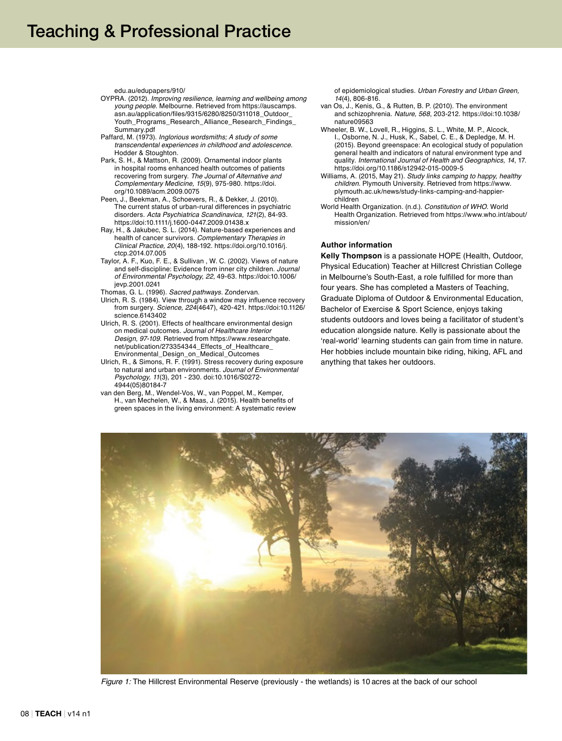edu.au/edupapers/910/

OYPRA. (2012). *Improving resilience, learning and wellbeing among young people.* Melbourne. Retrieved from https://auscamps.asn.au/application/files/9315/6280/8250/311018_Outdoor_Youth_Programs_Research_Alliance_Research_Findings_Summary.pdf

Paffard, M. (1973). *Inglorious wordsmiths; A study of some transcendental experiences in childhood and adolescence.* Hodder & Stoughton.

Park, S. H., & Mattson, R. (2009). Ornamental indoor plants in hospital rooms enhanced health outcomes of patients recovering from surgery. *The Journal of Alternative and Complementary Medicine, 15*(9), 975-980. https://doi.org/10.1089/acm.2009.0075

Peen, J., Beekman, A., Schoevers, R., & Dekker, J. (2010). The current status of urban-rural differences in psychiatric disorders. *Acta Psychiatrica Scandinavica, 121*(2), 84-93. https://doi:10.1111/j.1600-0447.2009.01438.x

Ray, H., & Jakubec, S. L. (2014). Nature-based experiences and health of cancer survivors. *Complementary Therapies in Clinical Practice, 20*(4), 188-192. https://doi.org/10.1016/j.ctcp.2014.07.005

Taylor, A. F., Kuo, F. E., & Sullivan , W. C. (2002). Views of nature and self-discipline: Evidence from inner city children. *Journal of Environmental Psychology, 22*, 49-63. https://doi:10.1006/jevp.2001.0241

Thomas, G. L. (1996). *Sacred pathways.* Zondervan.

Ulrich, R. S. (1984). View through a window may influence recovery from surgery. *Science, 224*(4647), 420-421. https://doi:10.1126/science.6143402

Ulrich, R. S. (2001). Effects of healthcare environmental design on medical outcomes. *Journal of Healthcare Interior Design, 97-109.* Retrieved from https://www.researchgate.net/publication/273354344_Effects_of_Healthcare_Environmental_Design_on_Medical_Outcomes

Ulrich, R., & Simons, R. F. (1991). Stress recovery during exposure to natural and urban environments. *Journal of Environmental Psychology, 11*(3), 201 - 230. doi:10.1016/S0272-4944(05)80184-7

van den Berg, M., Wendel-Vos, W., van Poppel, M., Kemper, H., van Mechelen, W., & Maas, J. (2015). Health benefits of green spaces in the living environment: A systematic review of epidemiological studies. *Urban Forestry and Urban Green, 14*(4), 806-816.

van Os, J., Kenis, G., & Rutten, B. P. (2010). The environment and schizophrenia. *Nature, 568*, 203-212. https://doi:10.1038/nature09563

Wheeler, B. W., Lovell, R., Higgins, S. L., White, M. P., Alcock, I., Osborne, N. J., Husk, K., Sabel, C. E., & Depledge, M. H. (2015). Beyond greenspace: An ecological study of population general health and indicators of natural environment type and quality. *International Journal of Health and Geographics, 14*, 17. https://doi.org/10.1186/s12942-015-0009-5

Williams, A. (2015, May 21). *Study links camping to happy, healthy children.* Plymouth University. Retrieved from https://www.plymouth.ac.uk/news/study-links-camping-and-happier-children

World Health Organization. (n.d.). *Constitution of WHO.* World Health Organization. Retrieved from https://www.who.int/about/mission/en/

### Author information

**Kelly Thompson** is a passionate HOPE (Health, Outdoor, Physical Education) Teacher at Hillcrest Christian College in Melbourne's South-East, a role fulfilled for more than four years. She has completed a Masters of Teaching, Graduate Diploma of Outdoor & Environmental Education, Bachelor of Exercise & Sport Science, enjoys taking students outdoors and loves being a facilitator of student's education alongside nature. Kelly is passionate about the 'real-world' learning students can gain from time in nature. Her hobbies include mountain bike riding, hiking, AFL and anything that takes her outdoors.

*Figure 1:* The Hillcrest Environmental Reserve (previously - the wetlands) is 10 acres at the back of our school